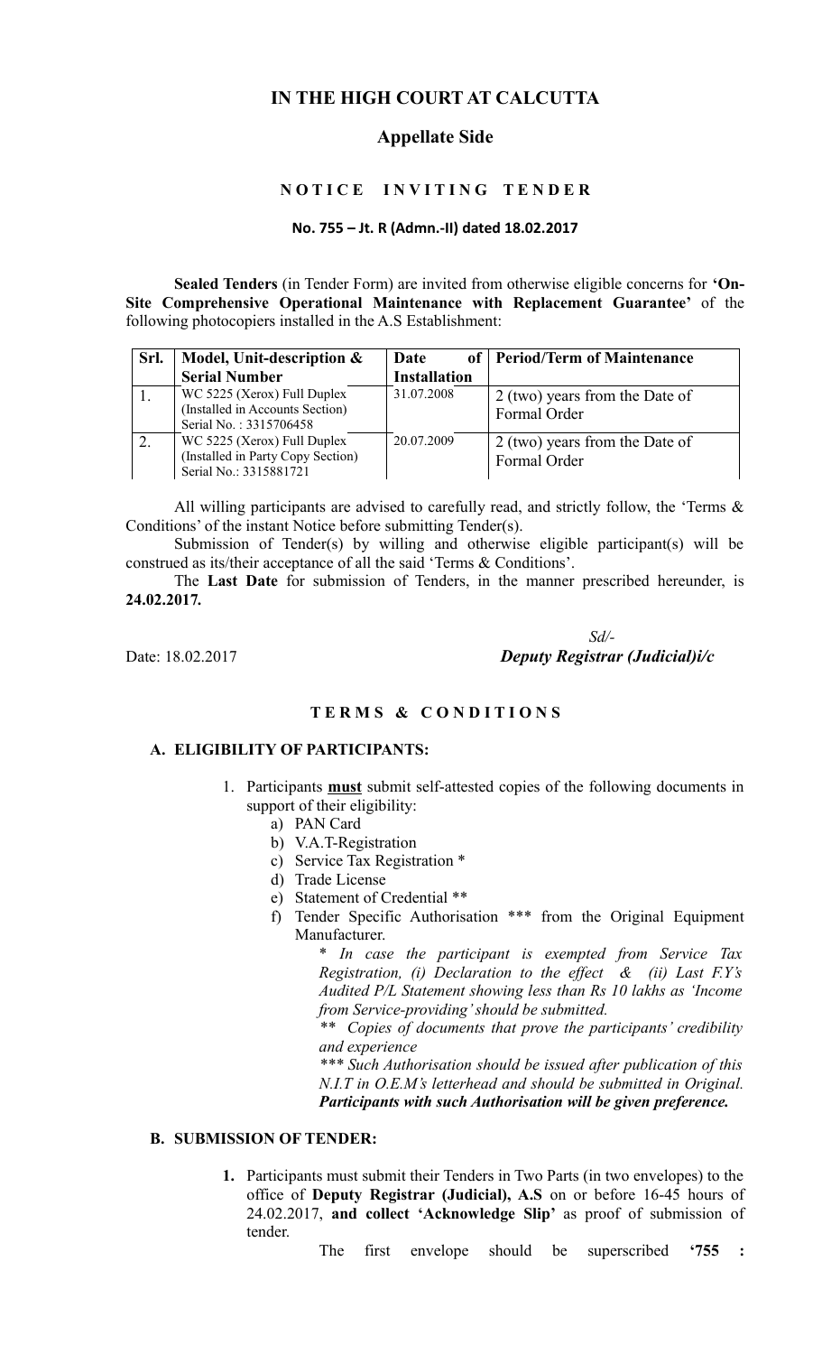# IN THE HIGH COURT AT CALCUTTA

## Appellate Side

### NOTICE INVITING TENDER

**No. 755 – Jt. R (Admn.-II) dated 18.02.2017**

**Sealed Tenders** (in Tender Form) are invited from otherwise eligible concerns for **'On-Site Comprehensive Operational Maintenance with Replacement Guarantee'** of the following photocopiers installed in the A.S Establishment:

| Srl. | Model, Unit-description & Serial Number | Date of Installation | Period/Term of Maintenance |
|---|---|---|---|
| 1. | WC 5225 (Xerox) Full Duplex (Installed in Accounts Section) Serial No. : 3315706458 | 31.07.2008 | 2 (two) years from the Date of Formal Order |
| 2. | WC 5225 (Xerox) Full Duplex (Installed in Party Copy Section) Serial No.: 3315881721 | 20.07.2009 | 2 (two) years from the Date of Formal Order |

All willing participants are advised to carefully read, and strictly follow, the 'Terms & Conditions' of the instant Notice before submitting Tender(s).

Submission of Tender(s) by willing and otherwise eligible participant(s) will be construed as its/their acceptance of all the said 'Terms & Conditions'.

The **Last Date** for submission of Tenders, in the manner prescribed hereunder, is **24.02.2017.**

*Sd/-*

Date: 18.02.2017 ***Deputy Registrar (Judicial)i/c***

### TERMS & CONDITIONS

**A. ELIGIBILITY OF PARTICIPANTS:**

1. Participants **must** submit self-attested copies of the following documents in support of their eligibility:
   a) PAN Card
   b) V.A.T-Registration
   c) Service Tax Registration *
   d) Trade License
   e) Statement of Credential **
   f) Tender Specific Authorisation *** from the Original Equipment Manufacturer.

   *\* In case the participant is exempted from Service Tax Registration, (i) Declaration to the effect & (ii) Last F.Y's Audited P/L Statement showing less than Rs 10 lakhs as 'Income from Service-providing' should be submitted.*

   *\*\* Copies of documents that prove the participants' credibility and experience*

   *\*\*\* Such Authorisation should be issued after publication of this N.I.T in O.E.M's letterhead and should be submitted in Original.* ***Participants with such Authorisation will be given preference.***

**B. SUBMISSION OF TENDER:**

1. Participants must submit their Tenders in Two Parts (in two envelopes) to the office of **Deputy Registrar (Judicial), A.S** on or before 16-45 hours of 24.02.2017, **and collect 'Acknowledge Slip'** as proof of submission of tender.

   The first envelope should be superscribed **'755 :**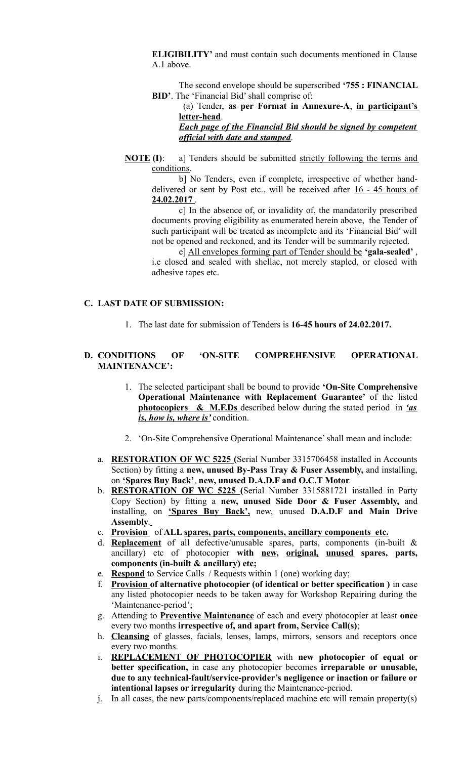**ELIGIBILITY'** and must contain such documents mentioned in Clause A.1 above.

The second envelope should be superscribed **'755 : FINANCIAL BID'**. The 'Financial Bid' shall comprise of:

(a) Tender, **as per Format in Annexure-A**, **<u>in participant's letter-head</u>**.

***<u>Each page of the Financial Bid should be signed by competent official with date and stamped</u>***.

**<u>NOTE</u> (I)**: a] Tenders should be submitted <u>strictly following the terms and conditions</u>.

b] No Tenders, even if complete, irrespective of whether hand-delivered or sent by Post etc., will be received after <u>16 - 45 hours of **24.02.2017**</u>.

c] In the absence of, or invalidity of, the mandatorily prescribed documents proving eligibility as enumerated herein above, the Tender of such participant will be treated as incomplete and its 'Financial Bid' will not be opened and reckoned, and its Tender will be summarily rejected.

e] <u>All envelopes forming part of Tender should be</u> **'gala-sealed'** , i.e closed and sealed with shellac, not merely stapled, or closed with adhesive tapes etc.

## C. LAST DATE OF SUBMISSION:

1. The last date for submission of Tenders is **16-45 hours of 24.02.2017.**

## D. CONDITIONS OF 'ON-SITE COMPREHENSIVE OPERATIONAL MAINTENANCE':

1. The selected participant shall be bound to provide **'On-Site Comprehensive Operational Maintenance with Replacement Guarantee'** of the listed **<u>photocopiers & M.F.Ds</u>** described below during the stated period in ***<u>'as is, how is, where is'</u>*** condition.

2. 'On-Site Comprehensive Operational Maintenance' shall mean and include:

a. **<u>RESTORATION OF WC 5225</u> (**Serial Number 3315706458 installed in Accounts Section) by fitting a **new, unused By-Pass Tray & Fuser Assembly,** and installing, on **<u>'Spares Buy Back'</u>**, **new, unused D.A.D.F and O.C.T Motor**.

b. **<u>RESTORATION OF WC 5225</u> (**Serial Number 3315881721 installed in Party Copy Section) by fitting a **new, unused Side Door & Fuser Assembly,** and installing, on **<u>'Spares Buy Back',</u>** new, unused **D.A.D.F and Main Drive Assembly**.

c. **<u>Provision</u>** of **ALL <u>spares, parts, components, ancillary components etc.</u>**

d. **<u>Replacement</u>** of all defective/unusable spares, parts, components (in-built & ancillary) etc of photocopier **with <u>new</u>, <u>original</u>, <u>unused</u> spares, parts, components (in-built & ancillary) etc;**

e. **<u>Respond</u>** to Service Calls / Requests within 1 (one) working day;

f. **<u>Provision</u> of alternative photocopier (of identical or better specification )** in case any listed photocopier needs to be taken away for Workshop Repairing during the 'Maintenance-period';

g. Attending to **<u>Preventive Maintenance</u>** of each and every photocopier at least **once** every two months **irrespective of, and apart from, Service Call(s)**;

h. **<u>Cleansing</u>** of glasses, facials, lenses, lamps, mirrors, sensors and receptors once every two months.

i. **<u>REPLACEMENT OF PHOTOCOPIER</u>** with **new photocopier of equal or better specification,** in case any photocopier becomes **irreparable or unusable, due to any technical-fault/service-provider's negligence or inaction or failure or intentional lapses or irregularity** during the Maintenance-period.

j. In all cases, the new parts/components/replaced machine etc will remain property(s)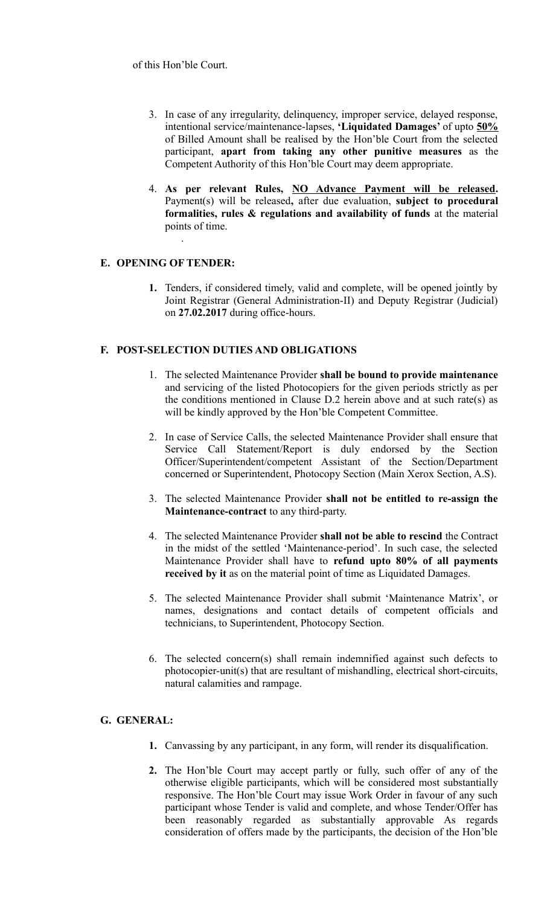of this Hon'ble Court.

3. In case of any irregularity, delinquency, improper service, delayed response, intentional service/maintenance-lapses, **'Liquidated Damages'** of upto **<u>50%</u>** of Billed Amount shall be realised by the Hon'ble Court from the selected participant, **apart from taking any other punitive measures** as the Competent Authority of this Hon'ble Court may deem appropriate.

4. **As per relevant Rules, <u>NO Advance Payment will be released</u>.** Payment(s) will be released**,** after due evaluation, **subject to procedural formalities, rules & regulations and availability of funds** at the material points of time.

.

## E. OPENING OF TENDER:

**1.** Tenders, if considered timely, valid and complete, will be opened jointly by Joint Registrar (General Administration-II) and Deputy Registrar (Judicial) on **27.02.2017** during office-hours.

## F. POST-SELECTION DUTIES AND OBLIGATIONS

1. The selected Maintenance Provider **shall be bound to provide maintenance** and servicing of the listed Photocopiers for the given periods strictly as per the conditions mentioned in Clause D.2 herein above and at such rate(s) as will be kindly approved by the Hon'ble Competent Committee.

2. In case of Service Calls, the selected Maintenance Provider shall ensure that Service Call Statement/Report is duly endorsed by the Section Officer/Superintendent/competent Assistant of the Section/Department concerned or Superintendent, Photocopy Section (Main Xerox Section, A.S).

3. The selected Maintenance Provider **shall not be entitled to re-assign the Maintenance-contract** to any third-party.

4. The selected Maintenance Provider **shall not be able to rescind** the Contract in the midst of the settled 'Maintenance-period'. In such case, the selected Maintenance Provider shall have to **refund upto 80% of all payments received by it** as on the material point of time as Liquidated Damages.

5. The selected Maintenance Provider shall submit 'Maintenance Matrix', or names, designations and contact details of competent officials and technicians, to Superintendent, Photocopy Section.

6. The selected concern(s) shall remain indemnified against such defects to photocopier-unit(s) that are resultant of mishandling, electrical short-circuits, natural calamities and rampage.

## G. GENERAL:

**1.** Canvassing by any participant, in any form, will render its disqualification.

**2.** The Hon'ble Court may accept partly or fully, such offer of any of the otherwise eligible participants, which will be considered most substantially responsive. The Hon'ble Court may issue Work Order in favour of any such participant whose Tender is valid and complete, and whose Tender/Offer has been reasonably regarded as substantially approvable As regards consideration of offers made by the participants, the decision of the Hon'ble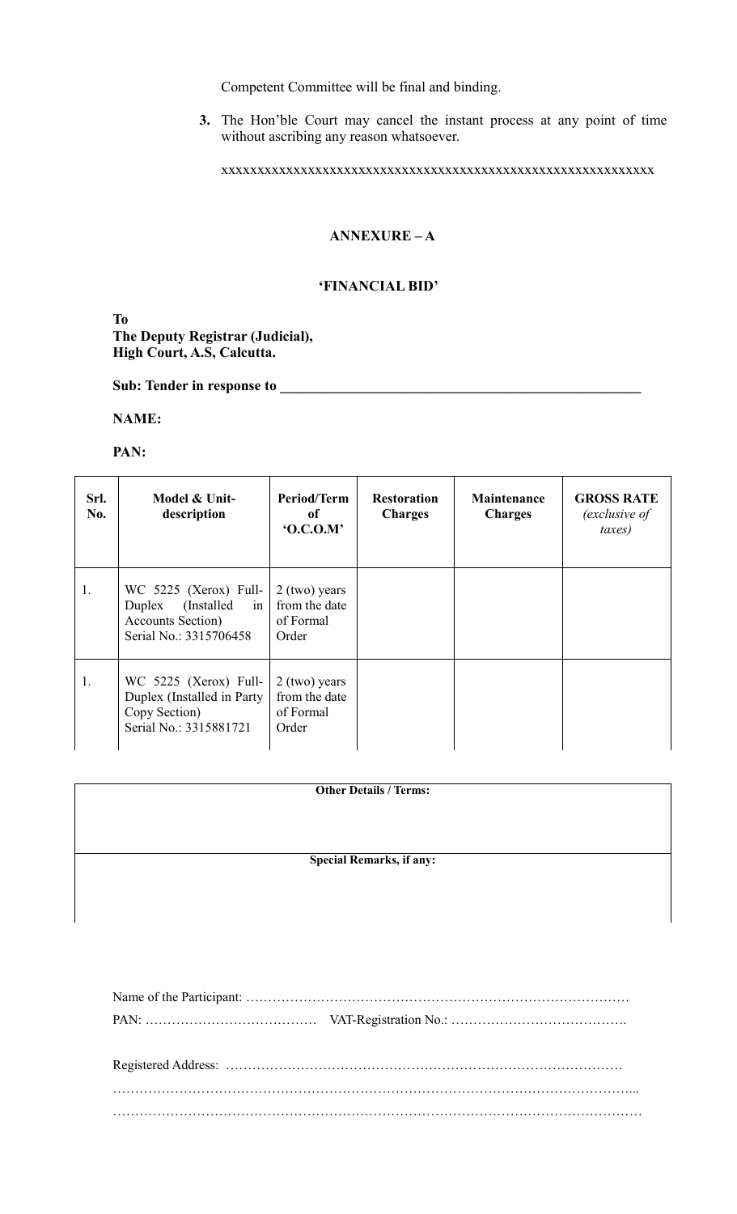Competent Committee will be final and binding.

**3.** The Hon'ble Court may cancel the instant process at any point of time without ascribing any reason whatsoever.

xxxxxxxxxxxxxxxxxxxxxxxxxxxxxxxxxxxxxxxxxxxxxxxxxxxxxxxxxxxxxx

**ANNEXURE – A**

**'FINANCIAL BID'**

**To**
**The Deputy Registrar (Judicial),**
**High Court, A.S, Calcutta.**

**Sub: Tender in response to \_\_\_\_\_\_\_\_\_\_\_\_\_\_\_\_\_\_\_\_\_\_\_\_\_\_\_\_\_\_\_\_\_\_\_\_\_\_\_\_\_\_\_\_\_\_\_\_\_\_**

**NAME:**

**PAN:**

| **Srl. No.** | **Model & Unit-description** | **Period/Term of 'O.C.O.M'** | **Restoration Charges** | **Maintenance Charges** | **GROSS RATE** *(exclusive of taxes)* |
|---|---|---|---|---|---|
| 1. | WC 5225 (Xerox) Full-Duplex (Installed in Accounts Section) Serial No.: 3315706458 | 2 (two) years from the date of Formal Order | | | |
| 1. | WC 5225 (Xerox) Full-Duplex (Installed in Party Copy Section) Serial No.: 3315881721 | 2 (two) years from the date of Formal Order | | | |

| **Other Details / Terms:** |
|---|
| **Special Remarks, if any:** |

Name of the Participant: ……………………………………………………………………………

PAN: ………………………………… VAT-Registration No.: ………………………………….

Registered Address: ……………………………………………………………………………
…………………………………………………………………………………………………...
…………………………………………………………………………………………………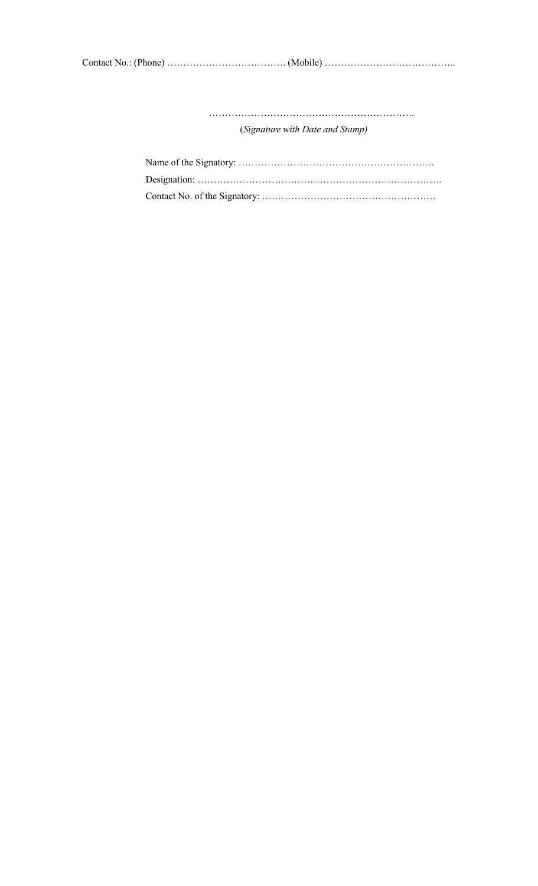Contact No.: (Phone) ………………………………. (Mobile) …………………………………..

……………………………………………………….

(*Signature with Date and Stamp)*

Name of the Signatory: …………………………………………………….

Designation: ………………………………………………………………….

Contact No. of the Signatory: ………………………………………………